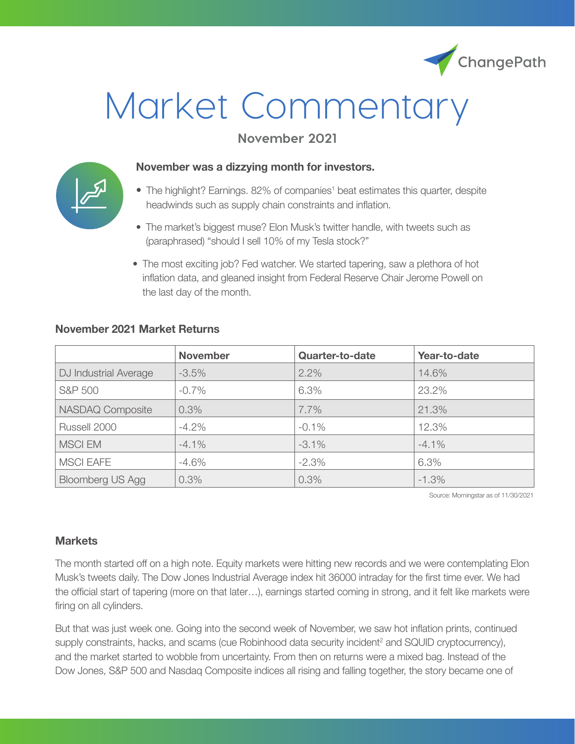# Market Commentary

**November 2021**

**November was a dizzying month for investors.**

- The highlight? Earnings. 82% of companies[1] beat estimates this quarter, despite headwinds such as supply chain constraints and inflation.
- The market's biggest muse? Elon Musk's twitter handle, with tweets such as (paraphrased) "should I sell 10% of my Tesla stock?"
- The most exciting job? Fed watcher. We started tapering, saw a plethora of hot inflation data, and gleaned insight from Federal Reserve Chair Jerome Powell on the last day of the month.

**November 2021 Market Returns**

| | November | Quarter-to-date | Year-to-date |
|---|---|---|---|
| DJ Industrial Average | -3.5% | 2.2% | 14.6% |
| S&P 500 | -0.7% | 6.3% | 23.2% |
| NASDAQ Composite | 0.3% | 7.7% | 21.3% |
| Russell 2000 | -4.2% | -0.1% | 12.3% |
| MSCI EM | -4.1% | -3.1% | -4.1% |
| MSCI EAFE | -4.6% | -2.3% | 6.3% |
| Bloomberg US Agg | 0.3% | 0.3% | -1.3% |

Source: Morningstar as of 11/30/2021

### Markets

The month started off on a high note. Equity markets were hitting new records and we were contemplating Elon Musk's tweets daily. The Dow Jones Industrial Average index hit 36000 intraday for the first time ever. We had the official start of tapering (more on that later…), earnings started coming in strong, and it felt like markets were firing on all cylinders.

But that was just week one. Going into the second week of November, we saw hot inflation prints, continued supply constraints, hacks, and scams (cue Robinhood data security incident[2] and SQUID cryptocurrency), and the market started to wobble from uncertainty. From then on returns were a mixed bag. Instead of the Dow Jones, S&P 500 and Nasdaq Composite indices all rising and falling together, the story became one of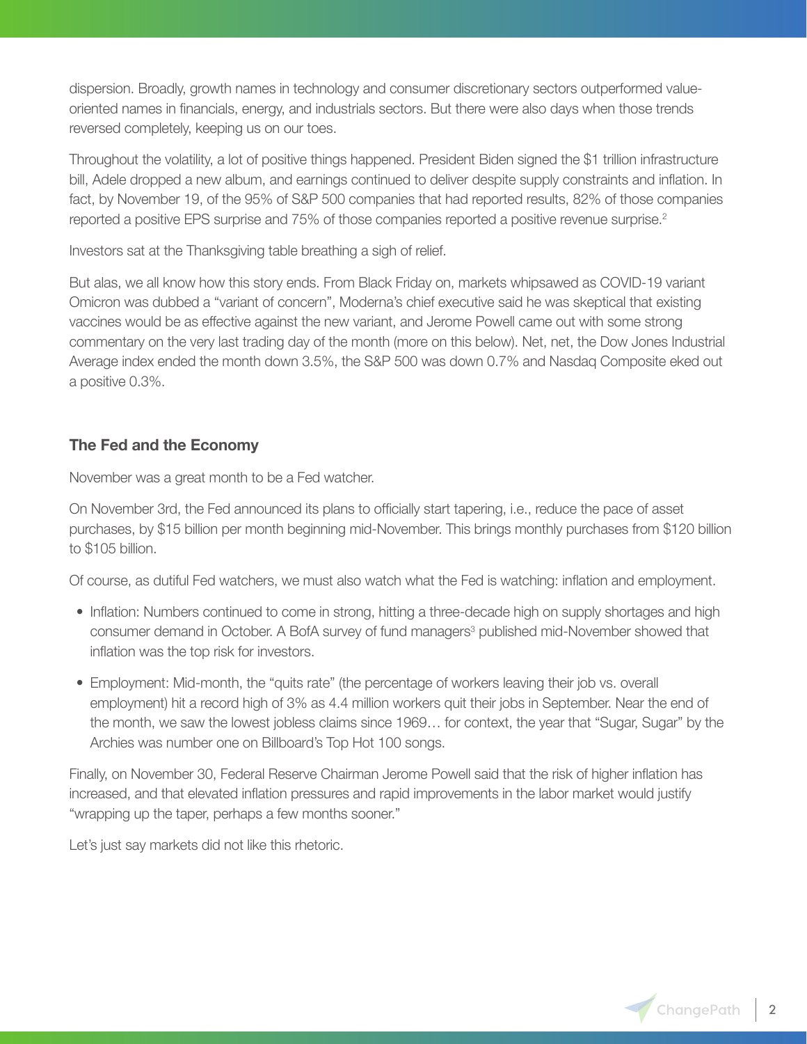dispersion. Broadly, growth names in technology and consumer discretionary sectors outperformed value-oriented names in financials, energy, and industrials sectors. But there were also days when those trends reversed completely, keeping us on our toes.

Throughout the volatility, a lot of positive things happened. President Biden signed the $1 trillion infrastructure bill, Adele dropped a new album, and earnings continued to deliver despite supply constraints and inflation. In fact, by November 19, of the 95% of S&P 500 companies that had reported results, 82% of those companies reported a positive EPS surprise and 75% of those companies reported a positive revenue surprise.[2]

Investors sat at the Thanksgiving table breathing a sigh of relief.

But alas, we all know how this story ends. From Black Friday on, markets whipsawed as COVID-19 variant Omicron was dubbed a "variant of concern", Moderna's chief executive said he was skeptical that existing vaccines would be as effective against the new variant, and Jerome Powell came out with some strong commentary on the very last trading day of the month (more on this below). Net, net, the Dow Jones Industrial Average index ended the month down 3.5%, the S&P 500 was down 0.7% and Nasdaq Composite eked out a positive 0.3%.

### The Fed and the Economy

November was a great month to be a Fed watcher.

On November 3rd, the Fed announced its plans to officially start tapering, i.e., reduce the pace of asset purchases, by $15 billion per month beginning mid-November. This brings monthly purchases from $120 billion to $105 billion.

Of course, as dutiful Fed watchers, we must also watch what the Fed is watching: inflation and employment.

- Inflation: Numbers continued to come in strong, hitting a three-decade high on supply shortages and high consumer demand in October. A BofA survey of fund managers[3] published mid-November showed that inflation was the top risk for investors.
- Employment: Mid-month, the "quits rate" (the percentage of workers leaving their job vs. overall employment) hit a record high of 3% as 4.4 million workers quit their jobs in September. Near the end of the month, we saw the lowest jobless claims since 1969… for context, the year that "Sugar, Sugar" by the Archies was number one on Billboard's Top Hot 100 songs.

Finally, on November 30, Federal Reserve Chairman Jerome Powell said that the risk of higher inflation has increased, and that elevated inflation pressures and rapid improvements in the labor market would justify "wrapping up the taper, perhaps a few months sooner."

Let's just say markets did not like this rhetoric.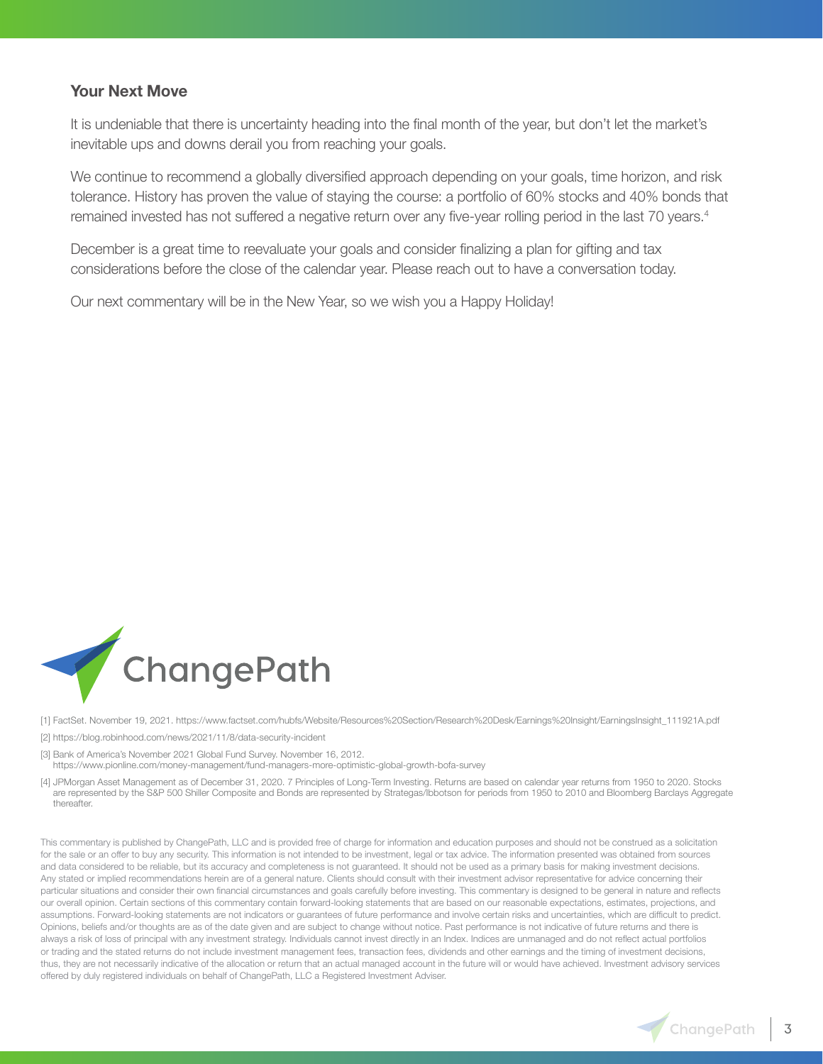### Your Next Move

It is undeniable that there is uncertainty heading into the final month of the year, but don't let the market's inevitable ups and downs derail you from reaching your goals.

We continue to recommend a globally diversified approach depending on your goals, time horizon, and risk tolerance. History has proven the value of staying the course: a portfolio of 60% stocks and 40% bonds that remained invested has not suffered a negative return over any five-year rolling period in the last 70 years.[4]

December is a great time to reevaluate your goals and consider finalizing a plan for gifting and tax considerations before the close of the calendar year. Please reach out to have a conversation today.

Our next commentary will be in the New Year, so we wish you a Happy Holiday!

ChangePath

[1] FactSet. November 19, 2021. https://www.factset.com/hubfs/Website/Resources%20Section/Research%20Desk/Earnings%20Insight/EarningsInsight_111921A.pdf

[2] https://blog.robinhood.com/news/2021/11/8/data-security-incident

[3] Bank of America's November 2021 Global Fund Survey. November 16, 2012. https://www.pionline.com/money-management/fund-managers-more-optimistic-global-growth-bofa-survey

[4] JPMorgan Asset Management as of December 31, 2020. 7 Principles of Long-Term Investing. Returns are based on calendar year returns from 1950 to 2020. Stocks are represented by the S&P 500 Shiller Composite and Bonds are represented by Strategas/Ibbotson for periods from 1950 to 2010 and Bloomberg Barclays Aggregate thereafter.

This commentary is published by ChangePath, LLC and is provided free of charge for information and education purposes and should not be construed as a solicitation for the sale or an offer to buy any security. This information is not intended to be investment, legal or tax advice. The information presented was obtained from sources and data considered to be reliable, but its accuracy and completeness is not guaranteed. It should not be used as a primary basis for making investment decisions. Any stated or implied recommendations herein are of a general nature. Clients should consult with their investment advisor representative for advice concerning their particular situations and consider their own financial circumstances and goals carefully before investing. This commentary is designed to be general in nature and reflects our overall opinion. Certain sections of this commentary contain forward-looking statements that are based on our reasonable expectations, estimates, projections, and assumptions. Forward-looking statements are not indicators or guarantees of future performance and involve certain risks and uncertainties, which are difficult to predict. Opinions, beliefs and/or thoughts are as of the date given and are subject to change without notice. Past performance is not indicative of future returns and there is always a risk of loss of principal with any investment strategy. Individuals cannot invest directly in an Index. Indices are unmanaged and do not reflect actual portfolios or trading and the stated returns do not include investment management fees, transaction fees, dividends and other earnings and the timing of investment decisions, thus, they are not necessarily indicative of the allocation or return that an actual managed account in the future will or would have achieved. Investment advisory services offered by duly registered individuals on behalf of ChangePath, LLC a Registered Investment Adviser.